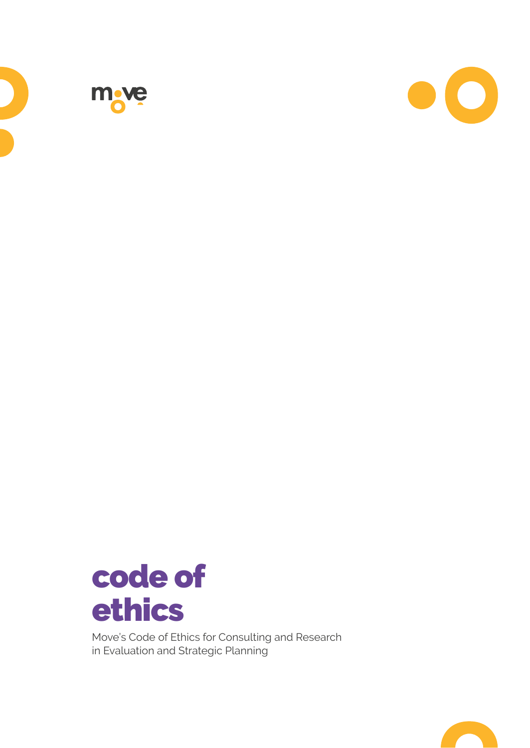move

# code of ethics

Move's Code of Ethics for Consulting and Research in Evaluation and Strategic Planning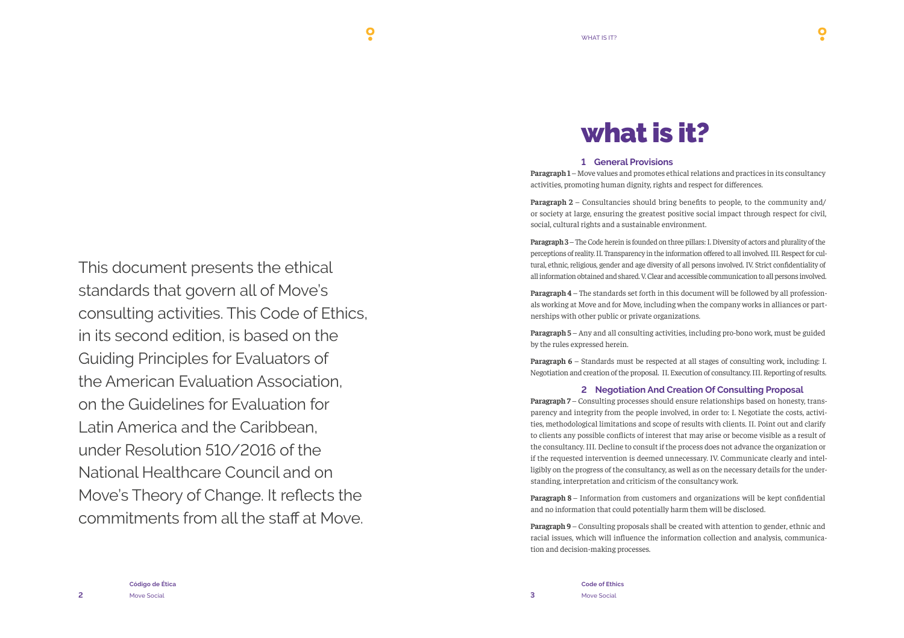This document presents the ethical standards that govern all of Move's consulting activities. This Code of Ethics, in its second edition, is based on the Guiding Principles for Evaluators of the American Evaluation Association, on the Guidelines for Evaluation for Latin America and the Caribbean, under Resolution 510/2016 of the National Healthcare Council and on Move's Theory of Change. It reflects the commitments from all the staff at Move.

# what is it?

## 1 General Provisions

**Paragraph 1** – Move values and promotes ethical relations and practices in its consultancy activities, promoting human dignity, rights and respect for differences.

**Paragraph 2** – Consultancies should bring benefits to people, to the community and/or society at large, ensuring the greatest positive social impact through respect for civil, social, cultural rights and a sustainable environment.

**Paragraph 3** – The Code herein is founded on three pillars: I. Diversity of actors and plurality of the perceptions of reality. II. Transparency in the information offered to all involved. III. Respect for cultural, ethnic, religious, gender and age diversity of all persons involved. IV. Strict confidentiality of all information obtained and shared. V. Clear and accessible communication to all persons involved.

**Paragraph 4** – The standards set forth in this document will be followed by all professionals working at Move and for Move, including when the company works in alliances or partnerships with other public or private organizations.

**Paragraph 5** – Any and all consulting activities, including pro-bono work, must be guided by the rules expressed herein.

**Paragraph 6** – Standards must be respected at all stages of consulting work, including: I. Negotiation and creation of the proposal. II. Execution of consultancy. III. Reporting of results.

## 2 Negotiation And Creation Of Consulting Proposal

**Paragraph 7** – Consulting processes should ensure relationships based on honesty, transparency and integrity from the people involved, in order to: I. Negotiate the costs, activities, methodological limitations and scope of results with clients. II. Point out and clarify to clients any possible conflicts of interest that may arise or become visible as a result of the consultancy. III. Decline to consult if the process does not advance the organization or if the requested intervention is deemed unnecessary. IV. Communicate clearly and intelligibly on the progress of the consultancy, as well as on the necessary details for the understanding, interpretation and criticism of the consultancy work.

**Paragraph 8** – Information from customers and organizations will be kept confidential and no information that could potentially harm them will be disclosed.

**Paragraph 9** – Consulting proposals shall be created with attention to gender, ethnic and racial issues, which will influence the information collection and analysis, communication and decision-making processes.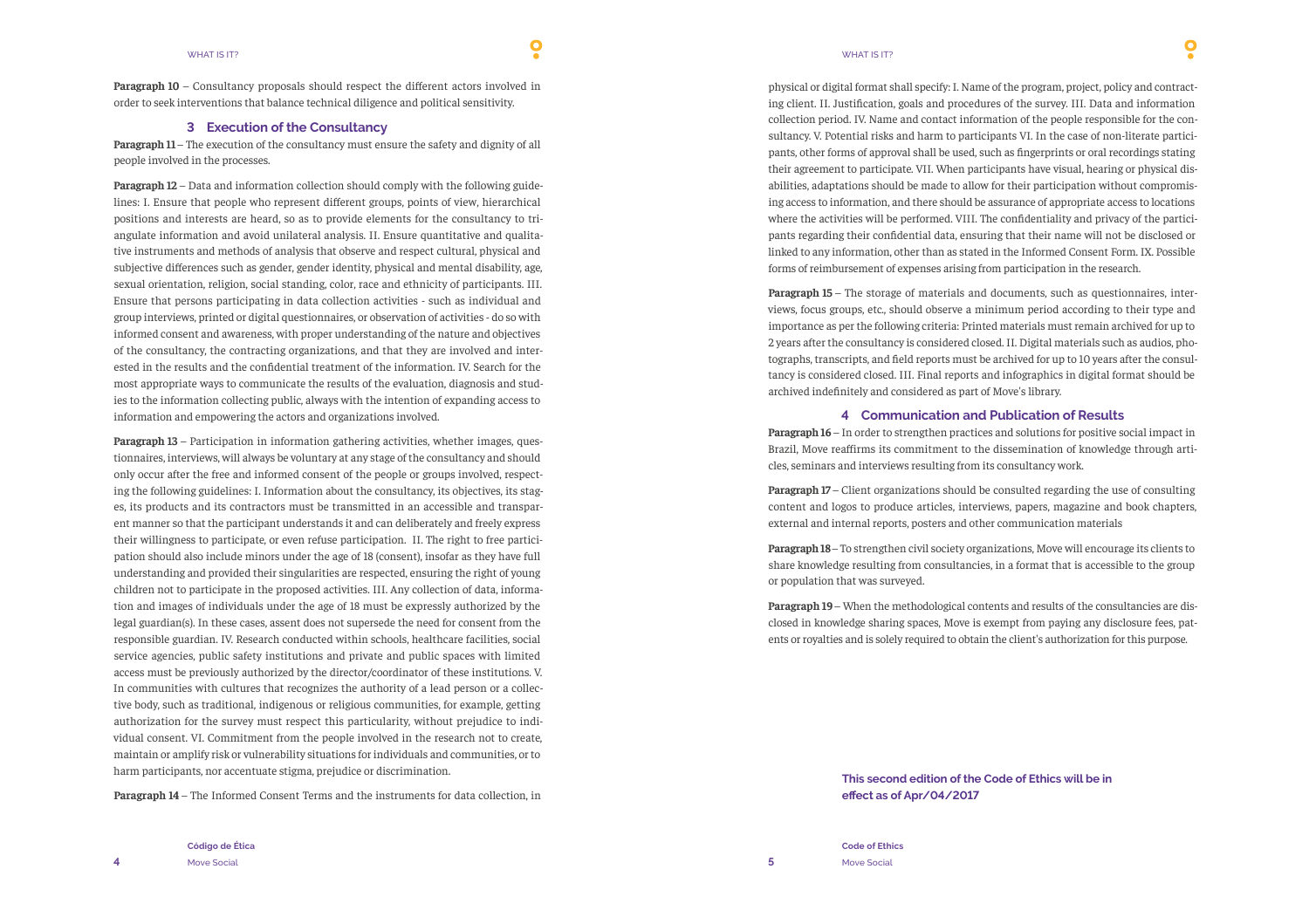**Paragraph 10** – Consultancy proposals should respect the different actors involved in order to seek interventions that balance technical diligence and political sensitivity.

## 3 Execution of the Consultancy

**Paragraph 11** – The execution of the consultancy must ensure the safety and dignity of all people involved in the processes.

**Paragraph 12** – Data and information collection should comply with the following guidelines: I. Ensure that people who represent different groups, points of view, hierarchical positions and interests are heard, so as to provide elements for the consultancy to triangulate information and avoid unilateral analysis. II. Ensure quantitative and qualitative instruments and methods of analysis that observe and respect cultural, physical and subjective differences such as gender, gender identity, physical and mental disability, age, sexual orientation, religion, social standing, color, race and ethnicity of participants. III. Ensure that persons participating in data collection activities - such as individual and group interviews, printed or digital questionnaires, or observation of activities - do so with informed consent and awareness, with proper understanding of the nature and objectives of the consultancy, the contracting organizations, and that they are involved and interested in the results and the confidential treatment of the information. IV. Search for the most appropriate ways to communicate the results of the evaluation, diagnosis and studies to the information collecting public, always with the intention of expanding access to information and empowering the actors and organizations involved.

**Paragraph 13** – Participation in information gathering activities, whether images, questionnaires, interviews, will always be voluntary at any stage of the consultancy and should only occur after the free and informed consent of the people or groups involved, respecting the following guidelines: I. Information about the consultancy, its objectives, its stages, its products and its contractors must be transmitted in an accessible and transparent manner so that the participant understands it and can deliberately and freely express their willingness to participate, or even refuse participation. II. The right to free participation should also include minors under the age of 18 (consent), insofar as they have full understanding and provided their singularities are respected, ensuring the right of young children not to participate in the proposed activities. III. Any collection of data, information and images of individuals under the age of 18 must be expressly authorized by the legal guardian(s). In these cases, assent does not supersede the need for consent from the responsible guardian. IV. Research conducted within schools, healthcare facilities, social service agencies, public safety institutions and private and public spaces with limited access must be previously authorized by the director/coordinator of these institutions. V. In communities with cultures that recognizes the authority of a lead person or a collective body, such as traditional, indigenous or religious communities, for example, getting authorization for the survey must respect this particularity, without prejudice to individual consent. VI. Commitment from the people involved in the research not to create, maintain or amplify risk or vulnerability situations for individuals and communities, or to harm participants, nor accentuate stigma, prejudice or discrimination.

**Paragraph 14** – The Informed Consent Terms and the instruments for data collection, in physical or digital format shall specify: I. Name of the program, project, policy and contracting client. II. Justification, goals and procedures of the survey. III. Data and information collection period. IV. Name and contact information of the people responsible for the consultancy. V. Potential risks and harm to participants VI. In the case of non-literate participants, other forms of approval shall be used, such as fingerprints or oral recordings stating their agreement to participate. VII. When participants have visual, hearing or physical disabilities, adaptations should be made to allow for their participation without compromising access to information, and there should be assurance of appropriate access to locations where the activities will be performed. VIII. The confidentiality and privacy of the participants regarding their confidential data, ensuring that their name will not be disclosed or linked to any information, other than as stated in the Informed Consent Form. IX. Possible forms of reimbursement of expenses arising from participation in the research.

**Paragraph 15** – The storage of materials and documents, such as questionnaires, interviews, focus groups, etc., should observe a minimum period according to their type and importance as per the following criteria: Printed materials must remain archived for up to 2 years after the consultancy is considered closed. II. Digital materials such as audios, photographs, transcripts, and field reports must be archived for up to 10 years after the consultancy is considered closed. III. Final reports and infographics in digital format should be archived indefinitely and considered as part of Move's library.

## 4 Communication and Publication of Results

**Paragraph 16** – In order to strengthen practices and solutions for positive social impact in Brazil, Move reaffirms its commitment to the dissemination of knowledge through articles, seminars and interviews resulting from its consultancy work.

**Paragraph 17** – Client organizations should be consulted regarding the use of consulting content and logos to produce articles, interviews, papers, magazine and book chapters, external and internal reports, posters and other communication materials

**Paragraph 18** – To strengthen civil society organizations, Move will encourage its clients to share knowledge resulting from consultancies, in a format that is accessible to the group or population that was surveyed.

**Paragraph 19** – When the methodological contents and results of the consultancies are disclosed in knowledge sharing spaces, Move is exempt from paying any disclosure fees, patents or royalties and is solely required to obtain the client's authorization for this purpose.

**This second edition of the Code of Ethics will be in effect as of Apr/04/2017**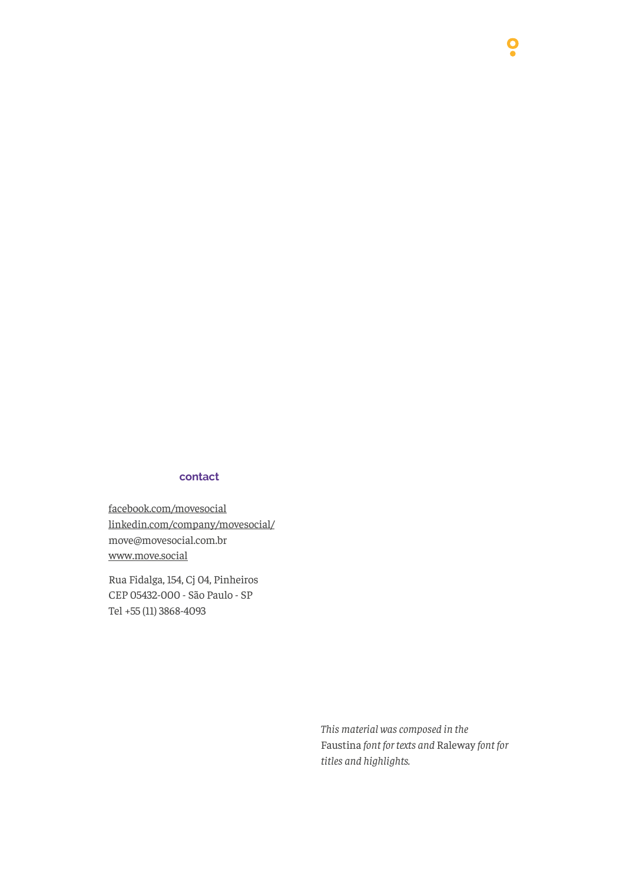## contact

facebook.com/movesocial
linkedin.com/company/movesocial/
move@movesocial.com.br
www.move.social

Rua Fidalga, 154, Cj 04, Pinheiros
CEP 05432-000 - São Paulo - SP
Tel +55 (11) 3868-4093

*This material was composed in the* Faustina *font for texts and* Raleway *font for titles and highlights.*